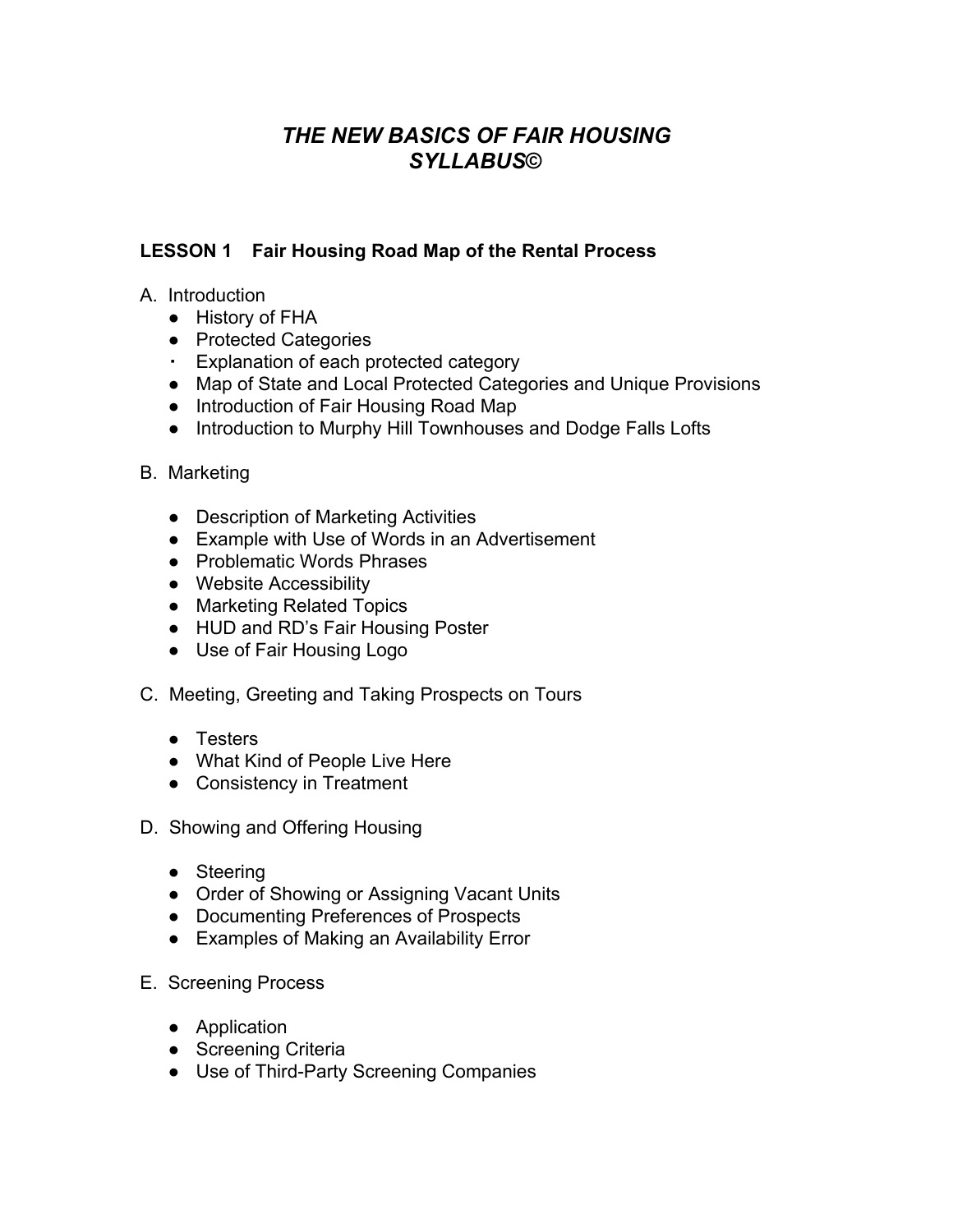# *THE NEW BASICS OF FAIR HOUSING SYLLABUS©*

## LESSON 1 Fair Housing Road Map of the Rental Process

A. Introduction

- History of FHA
- Protected Categories
- Explanation of each protected category
- Map of State and Local Protected Categories and Unique Provisions
- Introduction of Fair Housing Road Map
- Introduction to Murphy Hill Townhouses and Dodge Falls Lofts

B. Marketing

- Description of Marketing Activities
- Example with Use of Words in an Advertisement
- Problematic Words Phrases
- Website Accessibility
- Marketing Related Topics
- HUD and RD's Fair Housing Poster
- Use of Fair Housing Logo

C. Meeting, Greeting and Taking Prospects on Tours

- Testers
- What Kind of People Live Here
- Consistency in Treatment

D. Showing and Offering Housing

- Steering
- Order of Showing or Assigning Vacant Units
- Documenting Preferences of Prospects
- Examples of Making an Availability Error

E. Screening Process

- Application
- Screening Criteria
- Use of Third-Party Screening Companies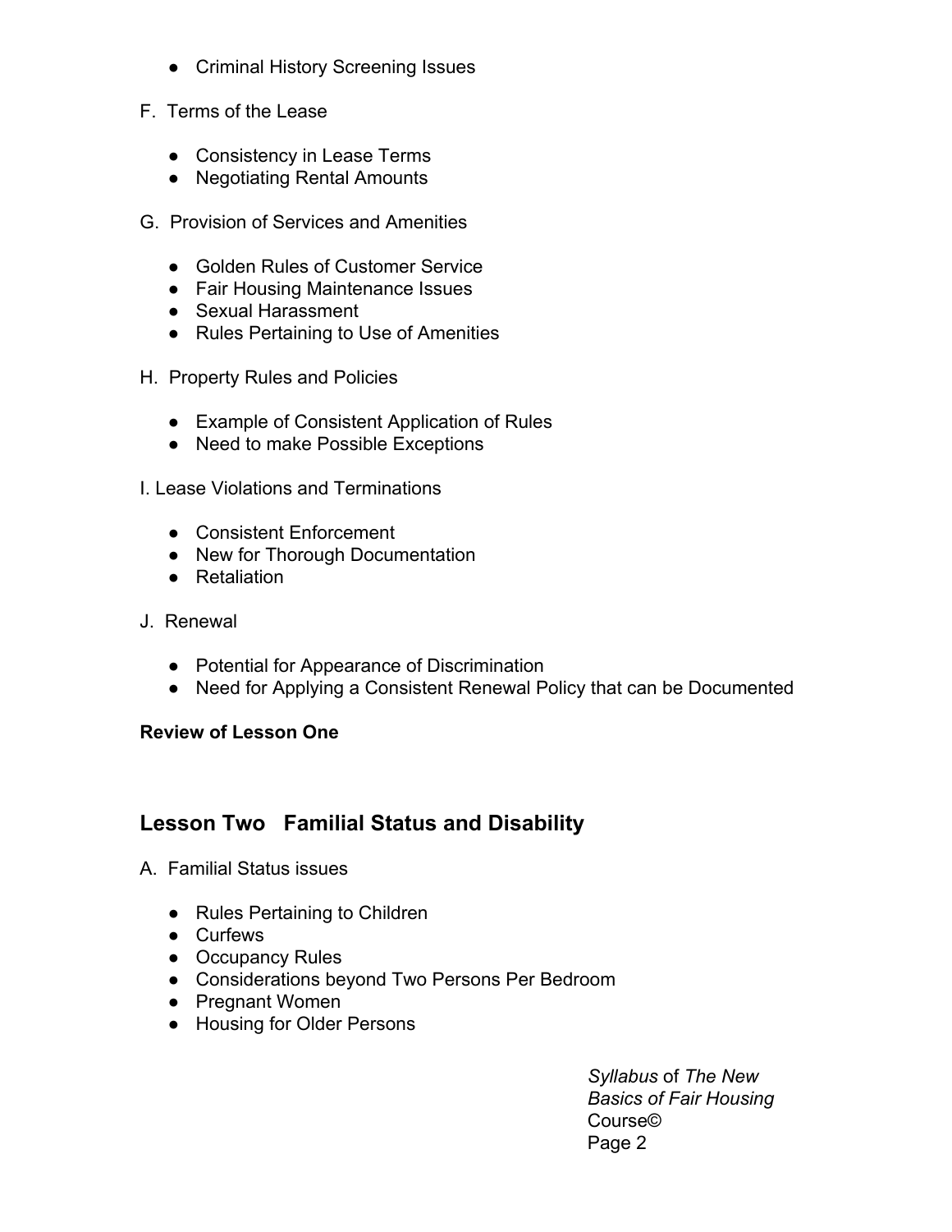- Criminal History Screening Issues

F. Terms of the Lease

- Consistency in Lease Terms
- Negotiating Rental Amounts

G. Provision of Services and Amenities

- Golden Rules of Customer Service
- Fair Housing Maintenance Issues
- Sexual Harassment
- Rules Pertaining to Use of Amenities

H. Property Rules and Policies

- Example of Consistent Application of Rules
- Need to make Possible Exceptions

I. Lease Violations and Terminations

- Consistent Enforcement
- New for Thorough Documentation
- Retaliation

J. Renewal

- Potential for Appearance of Discrimination
- Need for Applying a Consistent Renewal Policy that can be Documented

**Review of Lesson One**

## Lesson Two Familial Status and Disability

A. Familial Status issues

- Rules Pertaining to Children
- Curfews
- Occupancy Rules
- Considerations beyond Two Persons Per Bedroom
- Pregnant Women
- Housing for Older Persons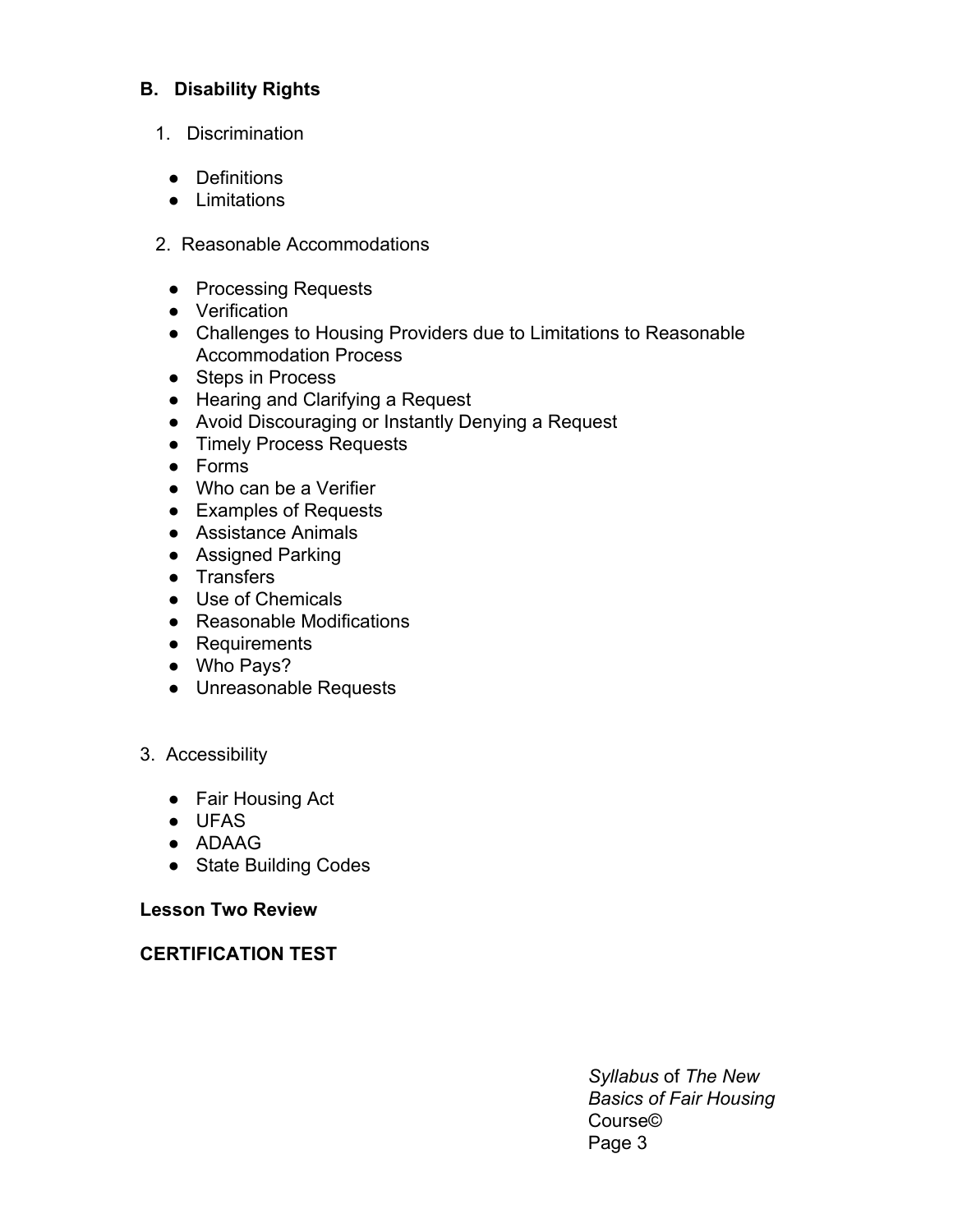**B. Disability Rights**

1. Discrimination

   - Definitions
   - Limitations

2. Reasonable Accommodations

   - Processing Requests
   - Verification
   - Challenges to Housing Providers due to Limitations to Reasonable Accommodation Process
   - Steps in Process
   - Hearing and Clarifying a Request
   - Avoid Discouraging or Instantly Denying a Request
   - Timely Process Requests
   - Forms
   - Who can be a Verifier
   - Examples of Requests
   - Assistance Animals
   - Assigned Parking
   - Transfers
   - Use of Chemicals
   - Reasonable Modifications
   - Requirements
   - Who Pays?
   - Unreasonable Requests

3. Accessibility

   - Fair Housing Act
   - UFAS
   - ADAAG
   - State Building Codes

**Lesson Two Review**

**CERTIFICATION TEST**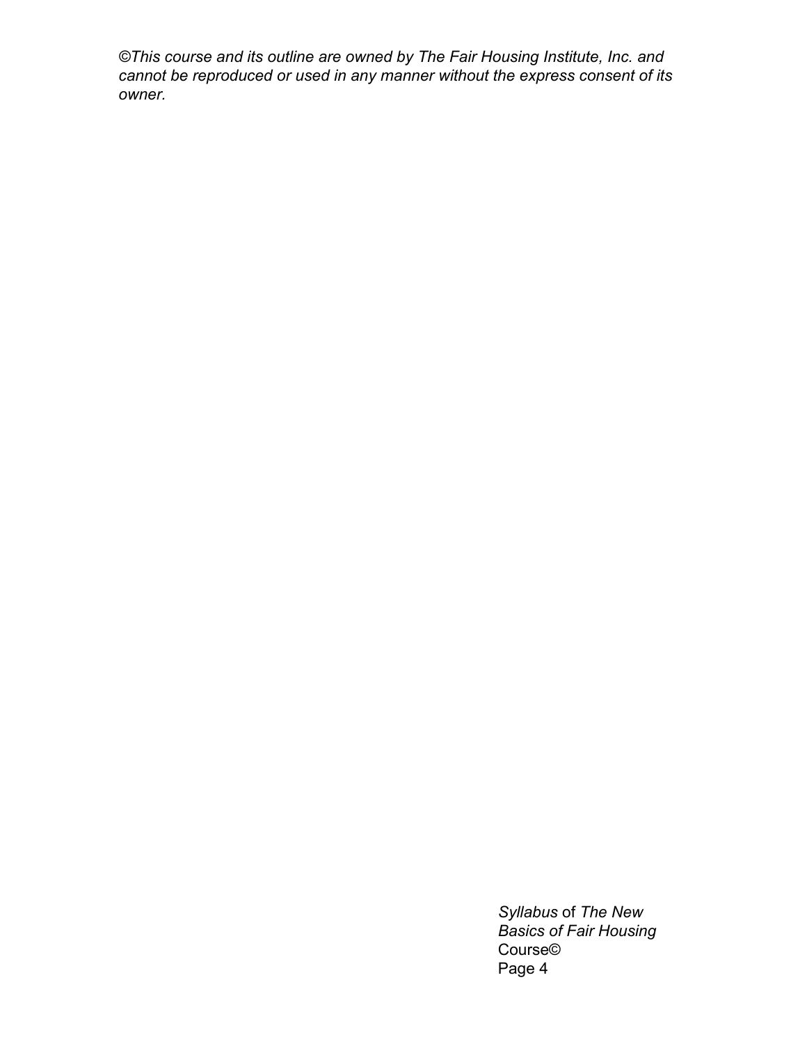*©This course and its outline are owned by The Fair Housing Institute, Inc. and cannot be reproduced or used in any manner without the express consent of its owner.*